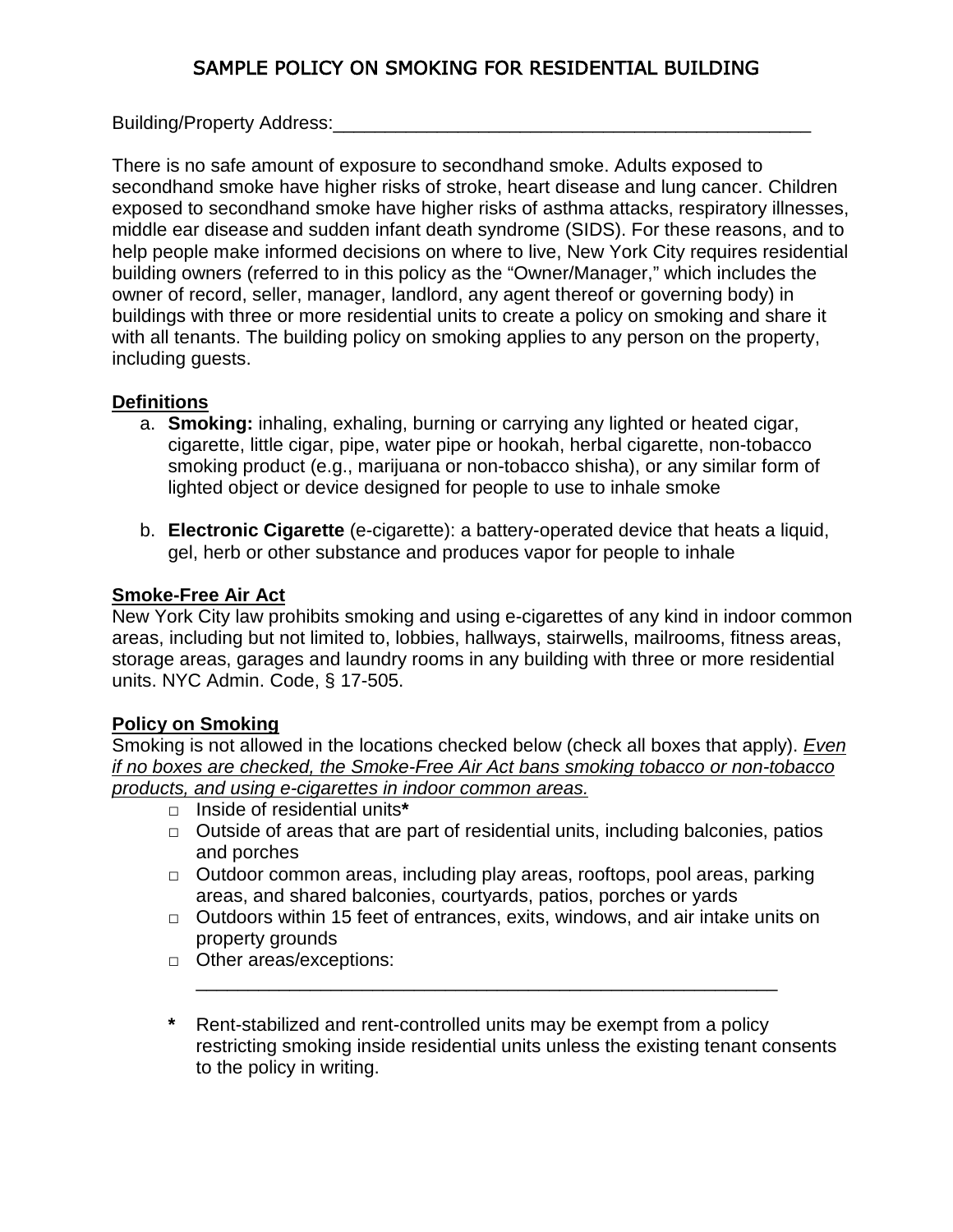# SAMPLE POLICY ON SMOKING FOR RESIDENTIAL BUILDING

Building/Property Address:_______________________________________________

There is no safe amount of exposure to secondhand smoke. Adults exposed to secondhand smoke have higher risks of stroke, heart disease and lung cancer. Children exposed to secondhand smoke have higher risks of asthma attacks, respiratory illnesses, middle ear disease and sudden infant death syndrome (SIDS). For these reasons, and to help people make informed decisions on where to live, New York City requires residential building owners (referred to in this policy as the "Owner/Manager," which includes the owner of record, seller, manager, landlord, any agent thereof or governing body) in buildings with three or more residential units to create a policy on smoking and share it with all tenants. The building policy on smoking applies to any person on the property, including guests.

## Definitions

a. **Smoking:** inhaling, exhaling, burning or carrying any lighted or heated cigar, cigarette, little cigar, pipe, water pipe or hookah, herbal cigarette, non-tobacco smoking product (e.g., marijuana or non-tobacco shisha), or any similar form of lighted object or device designed for people to use to inhale smoke

b. **Electronic Cigarette** (e-cigarette): a battery-operated device that heats a liquid, gel, herb or other substance and produces vapor for people to inhale

## Smoke-Free Air Act

New York City law prohibits smoking and using e-cigarettes of any kind in indoor common areas, including but not limited to, lobbies, hallways, stairwells, mailrooms, fitness areas, storage areas, garages and laundry rooms in any building with three or more residential units. NYC Admin. Code, § 17-505.

## Policy on Smoking

Smoking is not allowed in the locations checked below (check all boxes that apply). *Even if no boxes are checked, the Smoke-Free Air Act bans smoking tobacco or non-tobacco products, and using e-cigarettes in indoor common areas.*

- □ Inside of residential units*
- □ Outside of areas that are part of residential units, including balconies, patios and porches
- □ Outdoor common areas, including play areas, rooftops, pool areas, parking areas, and shared balconies, courtyards, patios, porches or yards
- □ Outdoors within 15 feet of entrances, exits, windows, and air intake units on property grounds
- □ Other areas/exceptions: ____________________________________________________________

**\*** Rent-stabilized and rent-controlled units may be exempt from a policy restricting smoking inside residential units unless the existing tenant consents to the policy in writing.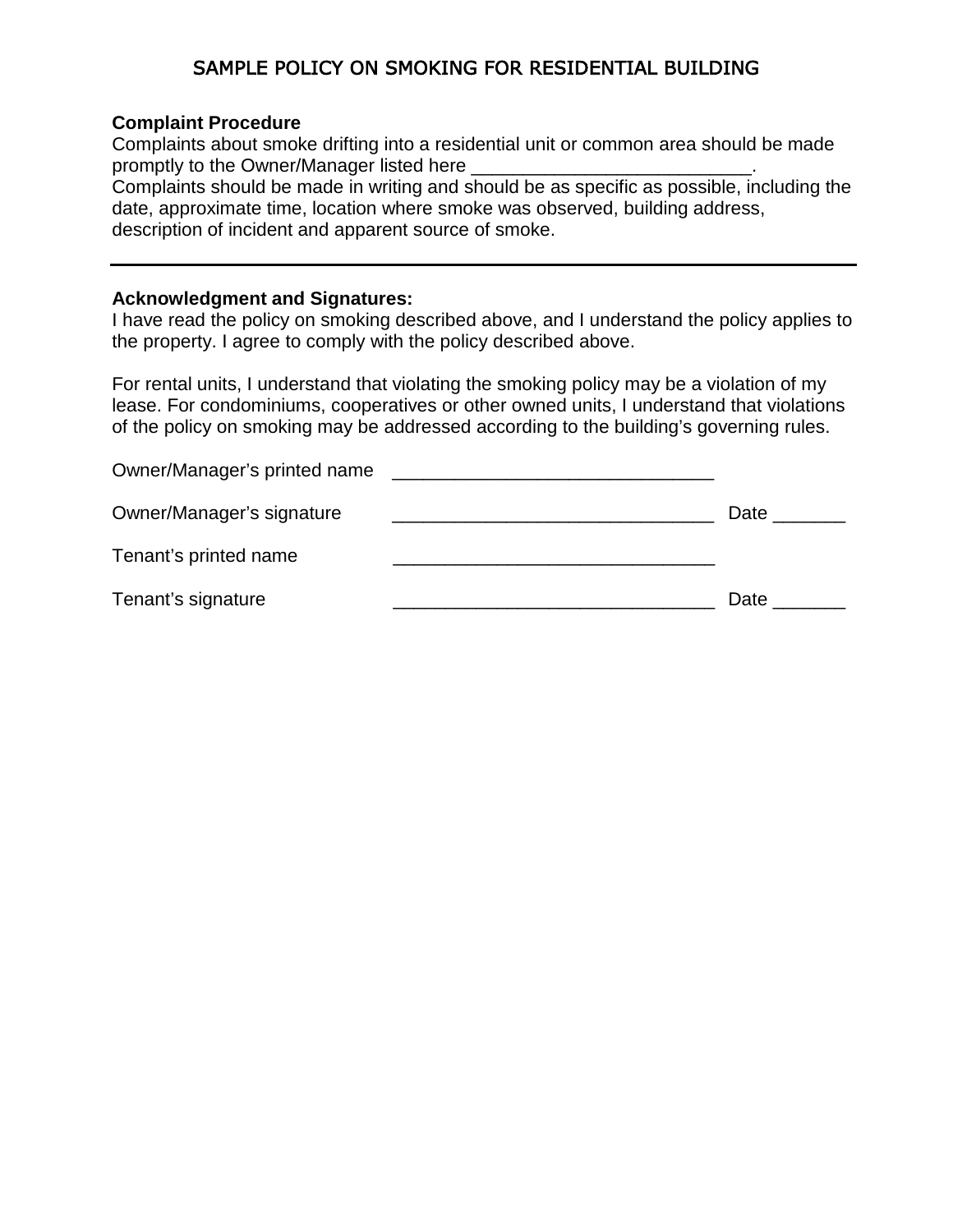# SAMPLE POLICY ON SMOKING FOR RESIDENTIAL BUILDING

**Complaint Procedure**

Complaints about smoke drifting into a residential unit or common area should be made promptly to the Owner/Manager listed here ___________________________.
Complaints should be made in writing and should be as specific as possible, including the date, approximate time, location where smoke was observed, building address, description of incident and apparent source of smoke.

---

**Acknowledgment and Signatures:**

I have read the policy on smoking described above, and I understand the policy applies to the property. I agree to comply with the policy described above.

For rental units, I understand that violating the smoking policy may be a violation of my lease. For condominiums, cooperatives or other owned units, I understand that violations of the policy on smoking may be addressed according to the building's governing rules.

Owner/Manager's printed name _______________________________

Owner/Manager's signature _______________________________ Date _______

Tenant's printed name _______________________________

Tenant's signature _______________________________ Date _______